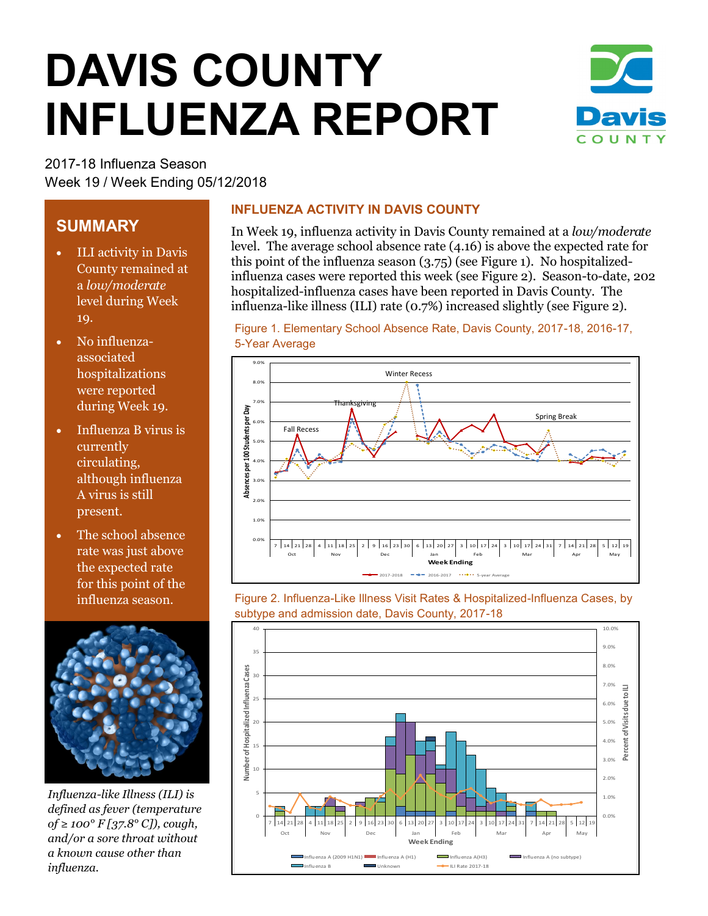# DAVIS COUNTY INFLUENZA REPORT

2017-18 Influenza Season
Week 19 / Week Ending 05/12/2018

## SUMMARY

- ILI activity in Davis County remained at a *low/moderate* level during Week 19.
- No influenza-associated hospitalizations were reported during Week 19.
- Influenza B virus is currently circulating, although influenza A virus is still present.
- The school absence rate was just above the expected rate for this point of the influenza season.

*Influenza-like Illness (ILI) is defined as fever (temperature of ≥ 100° F [37.8° C]), cough, and/or a sore throat without a known cause other than influenza.*

## INFLUENZA ACTIVITY IN DAVIS COUNTY

In Week 19, influenza activity in Davis County remained at a *low/moderate* level. The average school absence rate (4.16) is above the expected rate for this point of the influenza season (3.75) (see Figure 1). No hospitalized-influenza cases were reported this week (see Figure 2). Season-to-date, 202 hospitalized-influenza cases have been reported in Davis County. The influenza-like illness (ILI) rate (0.7%) increased slightly (see Figure 2).

Figure 1. Elementary School Absence Rate, Davis County, 2017-18, 2016-17, 5-Year Average

Figure 2. Influenza-Like Illness Visit Rates & Hospitalized-Influenza Cases, by subtype and admission date, Davis County, 2017-18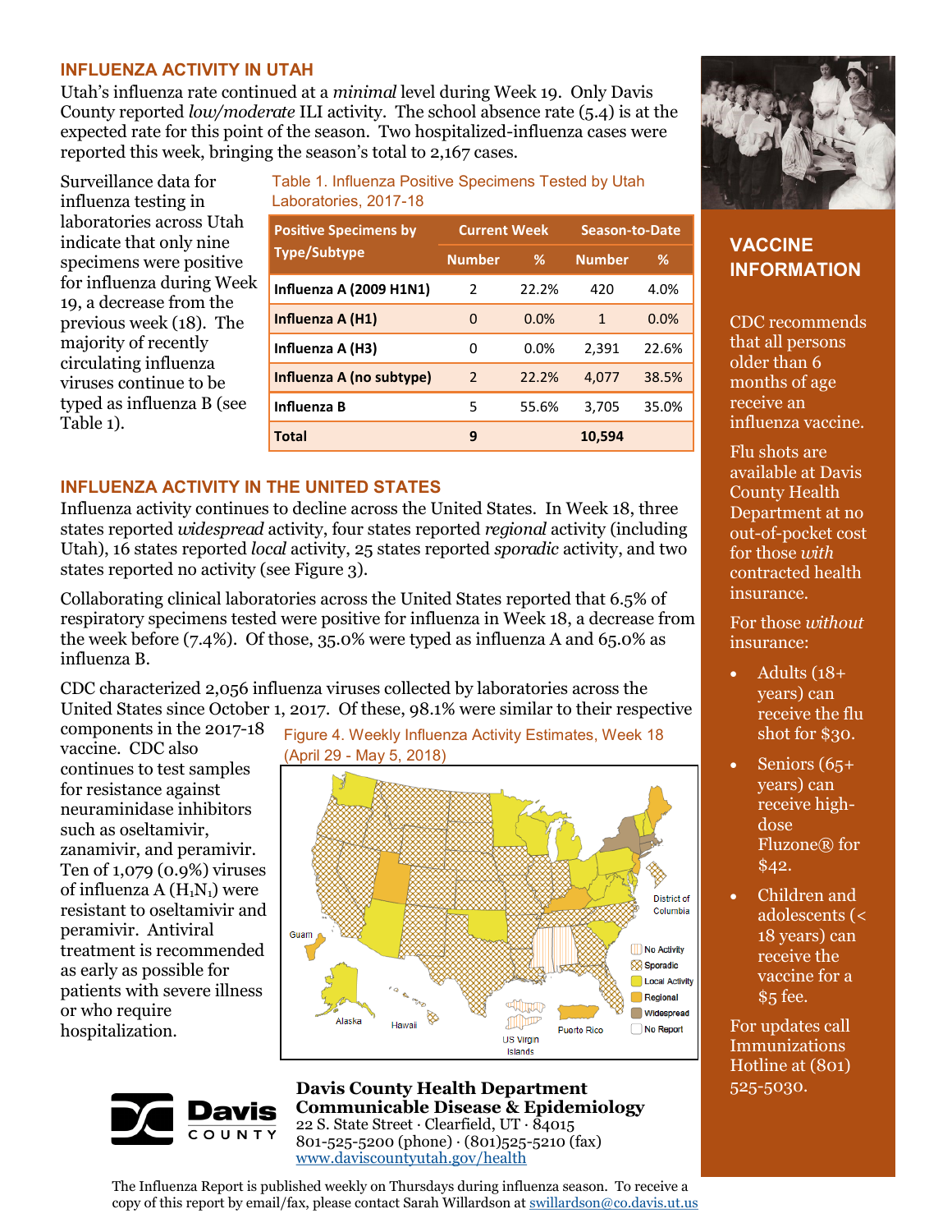## INFLUENZA ACTIVITY IN UTAH

Utah's influenza rate continued at a *minimal* level during Week 19. Only Davis County reported *low/moderate* ILI activity. The school absence rate (5.4) is at the expected rate for this point of the season. Two hospitalized-influenza cases were reported this week, bringing the season's total to 2,167 cases.

Surveillance data for influenza testing in laboratories across Utah indicate that only nine specimens were positive for influenza during Week 19, a decrease from the previous week (18). The majority of recently circulating influenza viruses continue to be typed as influenza B (see Table 1).

Table 1. Influenza Positive Specimens Tested by Utah Laboratories, 2017-18

| Positive Specimens by Type/Subtype | Current Week | | Season-to-Date | |
|---|---|---|---|---|
| | Number | % | Number | % |
| **Influenza A (2009 H1N1)** | 2 | 22.2% | 420 | 4.0% |
| **Influenza A (H1)** | 0 | 0.0% | 1 | 0.0% |
| **Influenza A (H3)** | 0 | 0.0% | 2,391 | 22.6% |
| **Influenza A (no subtype)** | 2 | 22.2% | 4,077 | 38.5% |
| **Influenza B** | 5 | 55.6% | 3,705 | 35.0% |
| **Total** | **9** | | **10,594** | |

## INFLUENZA ACTIVITY IN THE UNITED STATES

Influenza activity continues to decline across the United States. In Week 18, three states reported *widespread* activity, four states reported *regional* activity (including Utah), 16 states reported *local* activity, 25 states reported *sporadic* activity, and two states reported no activity (see Figure 3).

Collaborating clinical laboratories across the United States reported that 6.5% of respiratory specimens tested were positive for influenza in Week 18, a decrease from the week before (7.4%). Of those, 35.0% were typed as influenza A and 65.0% as influenza B.

CDC characterized 2,056 influenza viruses collected by laboratories across the United States since October 1, 2017. Of these, 98.1% were similar to their respective components in the 2017-18 vaccine. CDC also continues to test samples for resistance against neuraminidase inhibitors such as oseltamivir, zanamivir, and peramivir. Ten of 1,079 (0.9%) viruses of influenza A ($H_1N_1$) were resistant to oseltamivir and peramivir. Antiviral treatment is recommended as early as possible for patients with severe illness or who require hospitalization.

Figure 4. Weekly Influenza Activity Estimates, Week 18 (April 29 - May 5, 2018)

District of Columbia
Guam
Alaska
Hawaii
US Virgin Islands
Puerto Rico
No Activity
Sporadic
Local Activity
Regional
Widespread
No Report

## VACCINE INFORMATION

CDC recommends that all persons older than 6 months of age receive an influenza vaccine.

Flu shots are available at Davis County Health Department at no out-of-pocket cost for those *with* contracted health insurance.

For those *without* insurance:

- Adults (18+ years) can receive the flu shot for $30.
- Seniors (65+ years) can receive high-dose Fluzone® for $42.
- Children and adolescents (< 18 years) can receive the vaccine for a $5 fee.

For updates call Immunizations Hotline at (801) 525-5030.

**Davis County Health Department**
**Communicable Disease & Epidemiology**
22 S. State Street · Clearfield, UT · 84015
801-525-5200 (phone) · (801)525-5210 (fax)
www.daviscountyutah.gov/health

The Influenza Report is published weekly on Thursdays during influenza season. To receive a copy of this report by email/fax, please contact Sarah Willardson at swillardson@co.davis.ut.us